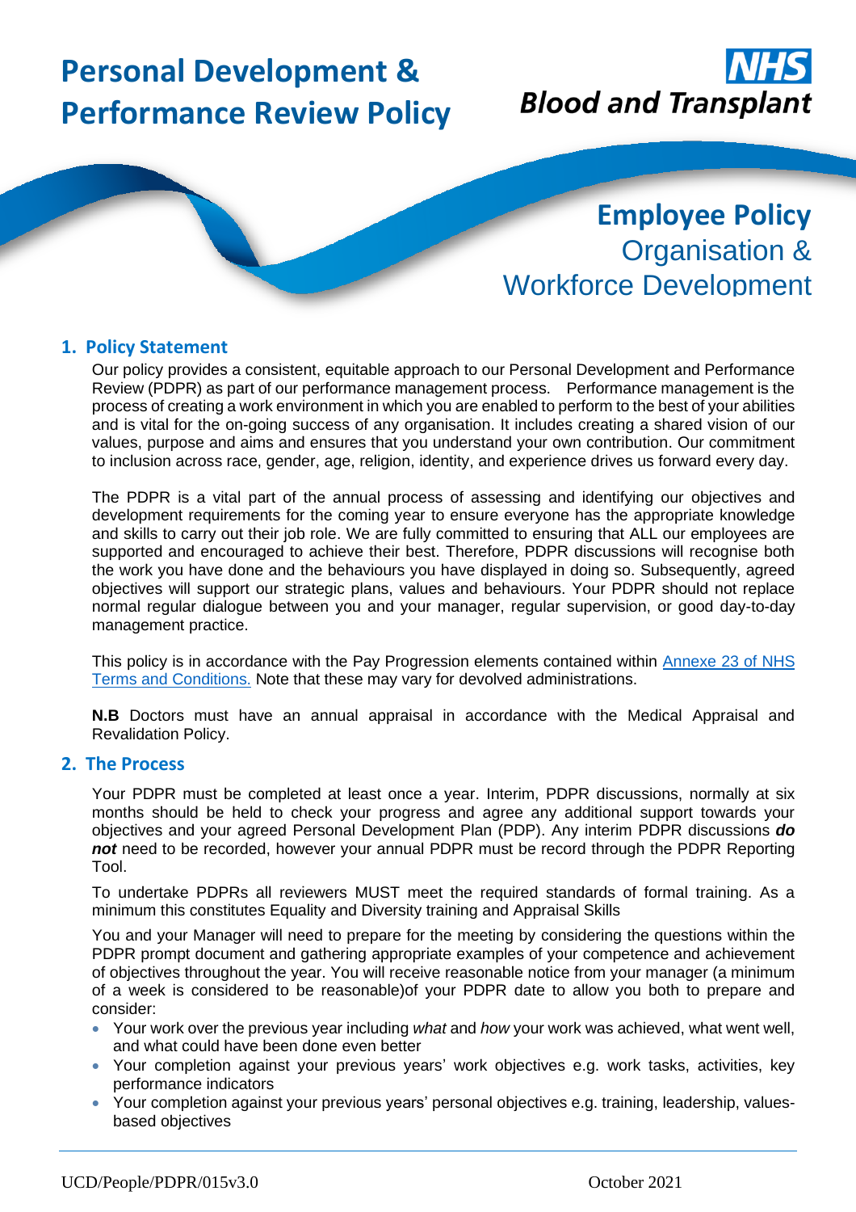# Personal Development & Performance Review Policy

NHS Blood and Transplant

**Employee Policy**
Organisation & Workforce Development

## 1. Policy Statement

Our policy provides a consistent, equitable approach to our Personal Development and Performance Review (PDPR) as part of our performance management process. Performance management is the process of creating a work environment in which you are enabled to perform to the best of your abilities and is vital for the on-going success of any organisation. It includes creating a shared vision of our values, purpose and aims and ensures that you understand your own contribution. Our commitment to inclusion across race, gender, age, religion, identity, and experience drives us forward every day.

The PDPR is a vital part of the annual process of assessing and identifying our objectives and development requirements for the coming year to ensure everyone has the appropriate knowledge and skills to carry out their job role. We are fully committed to ensuring that ALL our employees are supported and encouraged to achieve their best. Therefore, PDPR discussions will recognise both the work you have done and the behaviours you have displayed in doing so. Subsequently, agreed objectives will support our strategic plans, values and behaviours. Your PDPR should not replace normal regular dialogue between you and your manager, regular supervision, or good day-to-day management practice.

This policy is in accordance with the Pay Progression elements contained within [Annexe 23 of NHS Terms and Conditions.] Note that these may vary for devolved administrations.

**N.B** Doctors must have an annual appraisal in accordance with the Medical Appraisal and Revalidation Policy.

## 2. The Process

Your PDPR must be completed at least once a year. Interim, PDPR discussions, normally at six months should be held to check your progress and agree any additional support towards your objectives and your agreed Personal Development Plan (PDP). Any interim PDPR discussions ***do not*** need to be recorded, however your annual PDPR must be record through the PDPR Reporting Tool.

To undertake PDPRs all reviewers MUST meet the required standards of formal training. As a minimum this constitutes Equality and Diversity training and Appraisal Skills

You and your Manager will need to prepare for the meeting by considering the questions within the PDPR prompt document and gathering appropriate examples of your competence and achievement of objectives throughout the year. You will receive reasonable notice from your manager (a minimum of a week is considered to be reasonable)of your PDPR date to allow you both to prepare and consider:

- Your work over the previous year including *what* and *how* your work was achieved, what went well, and what could have been done even better
- Your completion against your previous years' work objectives e.g. work tasks, activities, key performance indicators
- Your completion against your previous years' personal objectives e.g. training, leadership, values-based objectives

UCD/People/PDPR/015v3.0 October 2021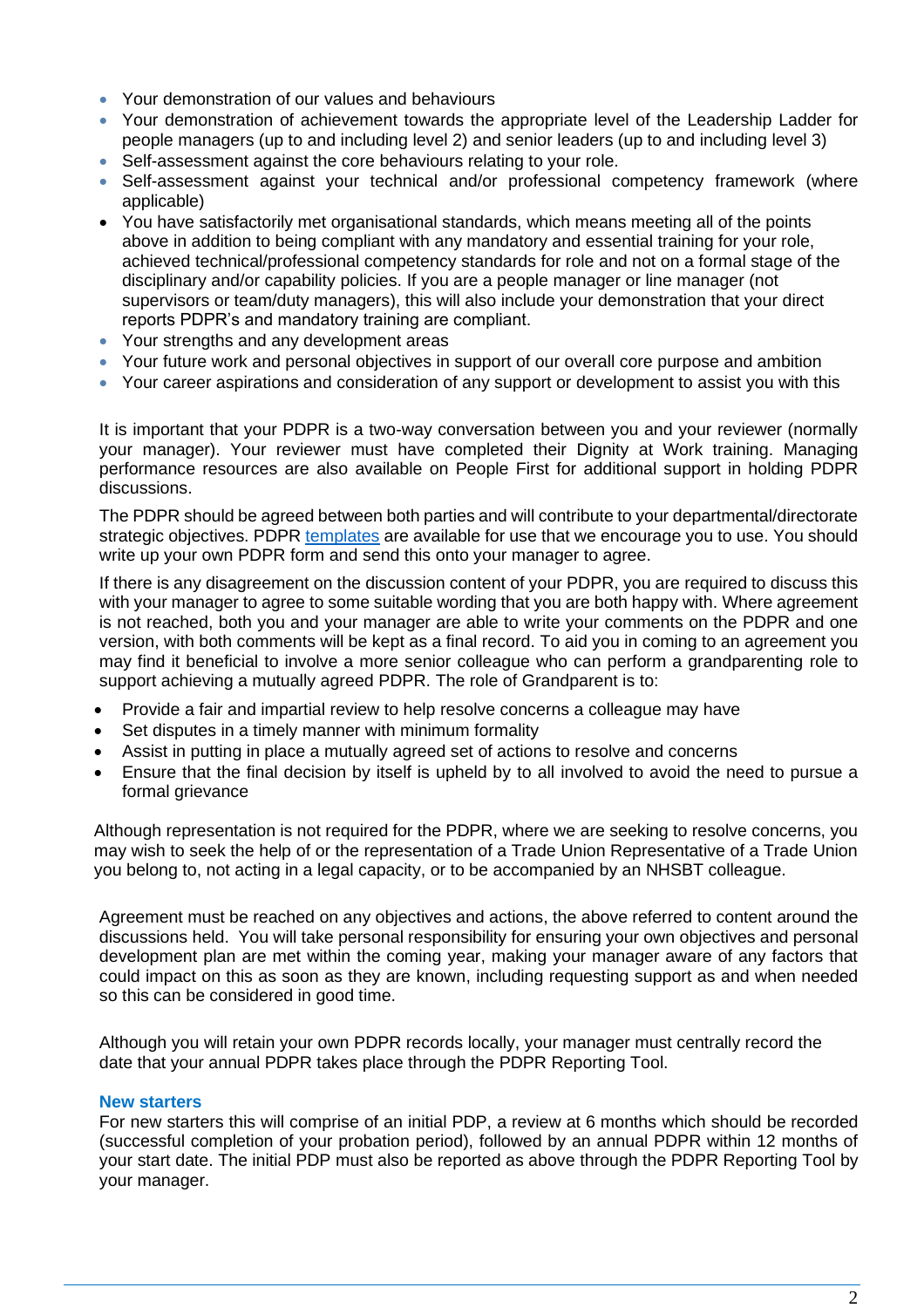- Your demonstration of our values and behaviours
- Your demonstration of achievement towards the appropriate level of the Leadership Ladder for people managers (up to and including level 2) and senior leaders (up to and including level 3)
- Self-assessment against the core behaviours relating to your role.
- Self-assessment against your technical and/or professional competency framework (where applicable)
- You have satisfactorily met organisational standards, which means meeting all of the points above in addition to being compliant with any mandatory and essential training for your role, achieved technical/professional competency standards for role and not on a formal stage of the disciplinary and/or capability policies. If you are a people manager or line manager (not supervisors or team/duty managers), this will also include your demonstration that your direct reports PDPR's and mandatory training are compliant.
- Your strengths and any development areas
- Your future work and personal objectives in support of our overall core purpose and ambition
- Your career aspirations and consideration of any support or development to assist you with this

It is important that your PDPR is a two-way conversation between you and your reviewer (normally your manager). Your reviewer must have completed their Dignity at Work training. Managing performance resources are also available on People First for additional support in holding PDPR discussions.

The PDPR should be agreed between both parties and will contribute to your departmental/directorate strategic objectives. PDPR templates are available for use that we encourage you to use. You should write up your own PDPR form and send this onto your manager to agree.

If there is any disagreement on the discussion content of your PDPR, you are required to discuss this with your manager to agree to some suitable wording that you are both happy with. Where agreement is not reached, both you and your manager are able to write your comments on the PDPR and one version, with both comments will be kept as a final record. To aid you in coming to an agreement you may find it beneficial to involve a more senior colleague who can perform a grandparenting role to support achieving a mutually agreed PDPR. The role of Grandparent is to:

- Provide a fair and impartial review to help resolve concerns a colleague may have
- Set disputes in a timely manner with minimum formality
- Assist in putting in place a mutually agreed set of actions to resolve and concerns
- Ensure that the final decision by itself is upheld by to all involved to avoid the need to pursue a formal grievance

Although representation is not required for the PDPR, where we are seeking to resolve concerns, you may wish to seek the help of or the representation of a Trade Union Representative of a Trade Union you belong to, not acting in a legal capacity, or to be accompanied by an NHSBT colleague.

Agreement must be reached on any objectives and actions, the above referred to content around the discussions held. You will take personal responsibility for ensuring your own objectives and personal development plan are met within the coming year, making your manager aware of any factors that could impact on this as soon as they are known, including requesting support as and when needed so this can be considered in good time.

Although you will retain your own PDPR records locally, your manager must centrally record the date that your annual PDPR takes place through the PDPR Reporting Tool.

### New starters

For new starters this will comprise of an initial PDP, a review at 6 months which should be recorded (successful completion of your probation period), followed by an annual PDPR within 12 months of your start date. The initial PDP must also be reported as above through the PDPR Reporting Tool by your manager.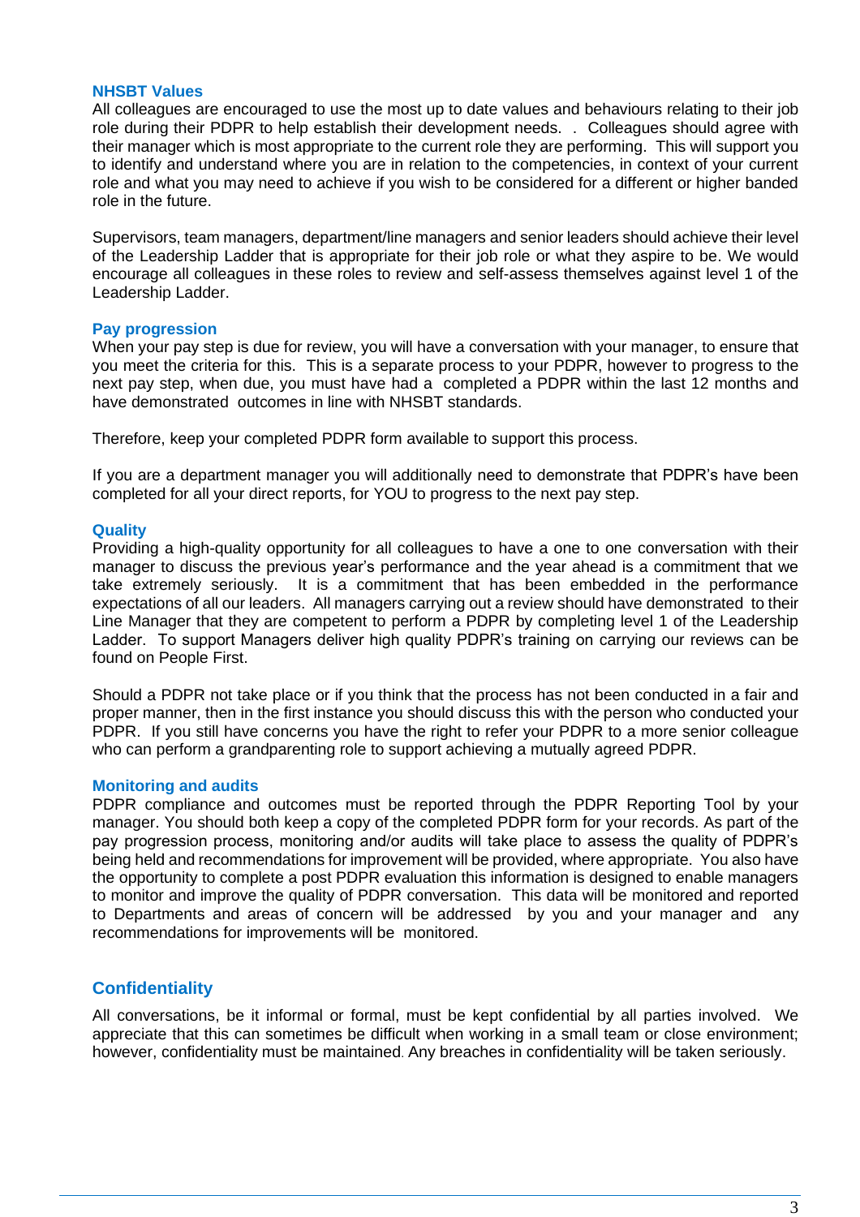## NHSBT Values

All colleagues are encouraged to use the most up to date values and behaviours relating to their job role during their PDPR to help establish their development needs. . Colleagues should agree with their manager which is most appropriate to the current role they are performing. This will support you to identify and understand where you are in relation to the competencies, in context of your current role and what you may need to achieve if you wish to be considered for a different or higher banded role in the future.

Supervisors, team managers, department/line managers and senior leaders should achieve their level of the Leadership Ladder that is appropriate for their job role or what they aspire to be. We would encourage all colleagues in these roles to review and self-assess themselves against level 1 of the Leadership Ladder.

## Pay progression

When your pay step is due for review, you will have a conversation with your manager, to ensure that you meet the criteria for this. This is a separate process to your PDPR, however to progress to the next pay step, when due, you must have had a completed a PDPR within the last 12 months and have demonstrated outcomes in line with NHSBT standards.

Therefore, keep your completed PDPR form available to support this process.

If you are a department manager you will additionally need to demonstrate that PDPR's have been completed for all your direct reports, for YOU to progress to the next pay step.

## Quality

Providing a high-quality opportunity for all colleagues to have a one to one conversation with their manager to discuss the previous year's performance and the year ahead is a commitment that we take extremely seriously. It is a commitment that has been embedded in the performance expectations of all our leaders. All managers carrying out a review should have demonstrated to their Line Manager that they are competent to perform a PDPR by completing level 1 of the Leadership Ladder. To support Managers deliver high quality PDPR's training on carrying our reviews can be found on People First.

Should a PDPR not take place or if you think that the process has not been conducted in a fair and proper manner, then in the first instance you should discuss this with the person who conducted your PDPR. If you still have concerns you have the right to refer your PDPR to a more senior colleague who can perform a grandparenting role to support achieving a mutually agreed PDPR.

## Monitoring and audits

PDPR compliance and outcomes must be reported through the PDPR Reporting Tool by your manager. You should both keep a copy of the completed PDPR form for your records. As part of the pay progression process, monitoring and/or audits will take place to assess the quality of PDPR's being held and recommendations for improvement will be provided, where appropriate. You also have the opportunity to complete a post PDPR evaluation this information is designed to enable managers to monitor and improve the quality of PDPR conversation. This data will be monitored and reported to Departments and areas of concern will be addressed by you and your manager and any recommendations for improvements will be monitored.

## Confidentiality

All conversations, be it informal or formal, must be kept confidential by all parties involved. We appreciate that this can sometimes be difficult when working in a small team or close environment; however, confidentiality must be maintained. Any breaches in confidentiality will be taken seriously.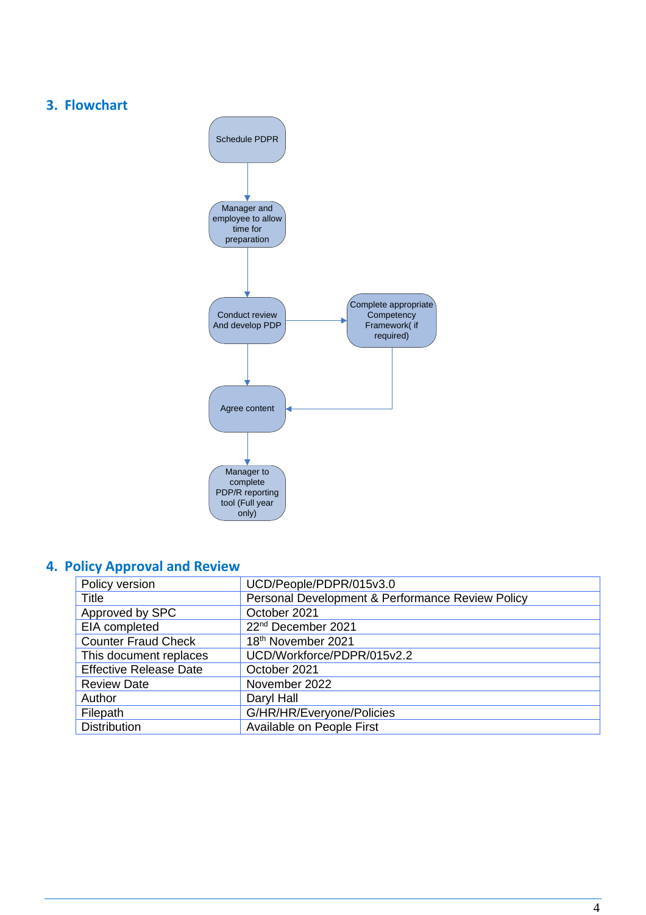## 3. Flowchart

Schedule PDPR

Manager and employee to allow time for preparation

Conduct review And develop PDP

Complete appropriate Competency Framework( if required)

Agree content

Manager to complete PDP/R reporting tool (Full year only)

## 4. Policy Approval and Review

| | |
|---|---|
| Policy version | UCD/People/PDPR/015v3.0 |
| Title | Personal Development & Performance Review Policy |
| Approved by SPC | October 2021 |
| EIA completed | 22nd December 2021 |
| Counter Fraud Check | 18th November 2021 |
| This document replaces | UCD/Workforce/PDPR/015v2.2 |
| Effective Release Date | October 2021 |
| Review Date | November 2022 |
| Author | Daryl Hall |
| Filepath | G/HR/HR/Everyone/Policies |
| Distribution | Available on People First |